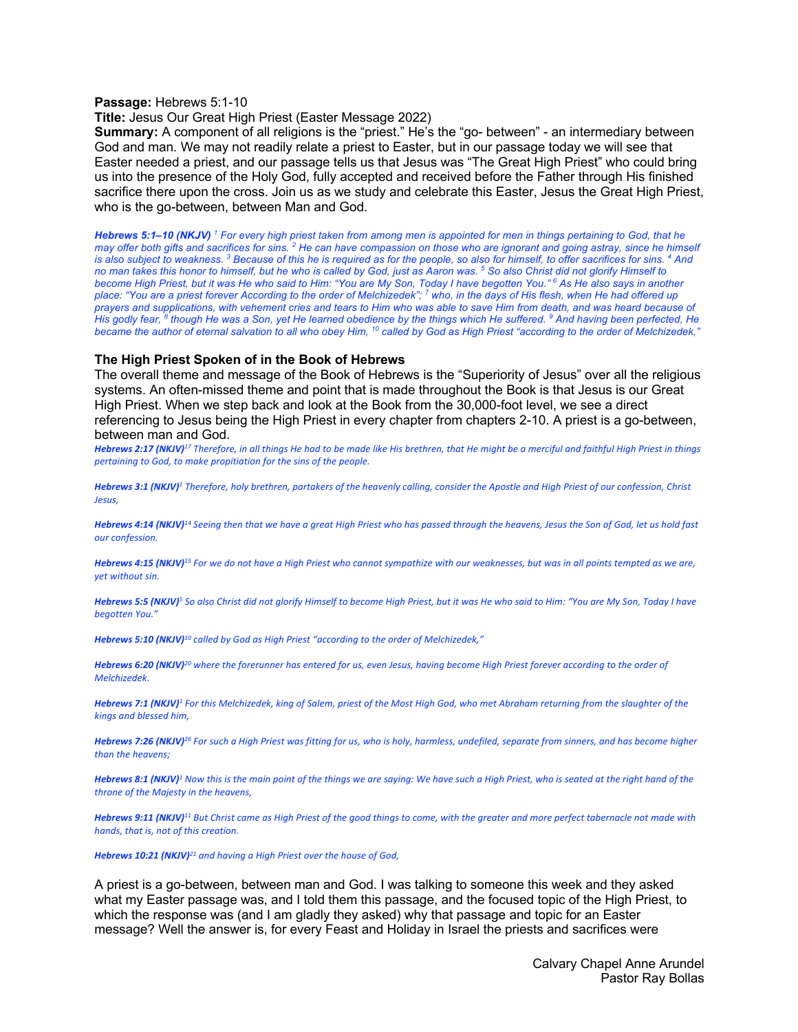**Passage:** Hebrews 5:1-10
**Title:** Jesus Our Great High Priest (Easter Message 2022)
**Summary:** A component of all religions is the "priest." He's the "go- between" - an intermediary between God and man. We may not readily relate a priest to Easter, but in our passage today we will see that Easter needed a priest, and our passage tells us that Jesus was "The Great High Priest" who could bring us into the presence of the Holy God, fully accepted and received before the Father through His finished sacrifice there upon the cross. Join us as we study and celebrate this Easter, Jesus the Great High Priest, who is the go-between, between Man and God.

***Hebrews 5:1–10 (NKJV)*** *[1] For every high priest taken from among men is appointed for men in things pertaining to God, that he may offer both gifts and sacrifices for sins. [2] He can have compassion on those who are ignorant and going astray, since he himself is also subject to weakness. [3] Because of this he is required as for the people, so also for himself, to offer sacrifices for sins. [4] And no man takes this honor to himself, but he who is called by God, just as Aaron was. [5] So also Christ did not glorify Himself to become High Priest, but it was He who said to Him: "You are My Son, Today I have begotten You." [6] As He also says in another place: "You are a priest forever According to the order of Melchizedek"; [7] who, in the days of His flesh, when He had offered up prayers and supplications, with vehement cries and tears to Him who was able to save Him from death, and was heard because of His godly fear, [8] though He was a Son, yet He learned obedience by the things which He suffered. [9] And having been perfected, He became the author of eternal salvation to all who obey Him, [10] called by God as High Priest "according to the order of Melchizedek,"*

### The High Priest Spoken of in the Book of Hebrews

The overall theme and message of the Book of Hebrews is the "Superiority of Jesus" over all the religious systems. An often-missed theme and point that is made throughout the Book is that Jesus is our Great High Priest. When we step back and look at the Book from the 30,000-foot level, we see a direct referencing to Jesus being the High Priest in every chapter from chapters 2-10. A priest is a go-between, between man and God.

***Hebrews 2:17 (NKJV)****[17] Therefore, in all things He had to be made like His brethren, that He might be a merciful and faithful High Priest in things pertaining to God, to make propitiation for the sins of the people.*

***Hebrews 3:1 (NKJV)****[1] Therefore, holy brethren, partakers of the heavenly calling, consider the Apostle and High Priest of our confession, Christ Jesus,*

***Hebrews 4:14 (NKJV)****[14] Seeing then that we have a great High Priest who has passed through the heavens, Jesus the Son of God, let us hold fast our confession.*

***Hebrews 4:15 (NKJV)****[15] For we do not have a High Priest who cannot sympathize with our weaknesses, but was in all points tempted as we are, yet without sin.*

***Hebrews 5:5 (NKJV)****[5] So also Christ did not glorify Himself to become High Priest, but it was He who said to Him: "You are My Son, Today I have begotten You."*

***Hebrews 5:10 (NKJV)****[10] called by God as High Priest "according to the order of Melchizedek,"*

***Hebrews 6:20 (NKJV)****[20] where the forerunner has entered for us, even Jesus, having become High Priest forever according to the order of Melchizedek.*

***Hebrews 7:1 (NKJV)****[1] For this Melchizedek, king of Salem, priest of the Most High God, who met Abraham returning from the slaughter of the kings and blessed him,*

***Hebrews 7:26 (NKJV)****[26] For such a High Priest was fitting for us, who is holy, harmless, undefiled, separate from sinners, and has become higher than the heavens;*

***Hebrews 8:1 (NKJV)****[1] Now this is the main point of the things we are saying: We have such a High Priest, who is seated at the right hand of the throne of the Majesty in the heavens,*

***Hebrews 9:11 (NKJV)****[11] But Christ came as High Priest of the good things to come, with the greater and more perfect tabernacle not made with hands, that is, not of this creation.*

***Hebrews 10:21 (NKJV)****[21] and having a High Priest over the house of God,*

A priest is a go-between, between man and God. I was talking to someone this week and they asked what my Easter passage was, and I told them this passage, and the focused topic of the High Priest, to which the response was (and I am gladly they asked) why that passage and topic for an Easter message? Well the answer is, for every Feast and Holiday in Israel the priests and sacrifices were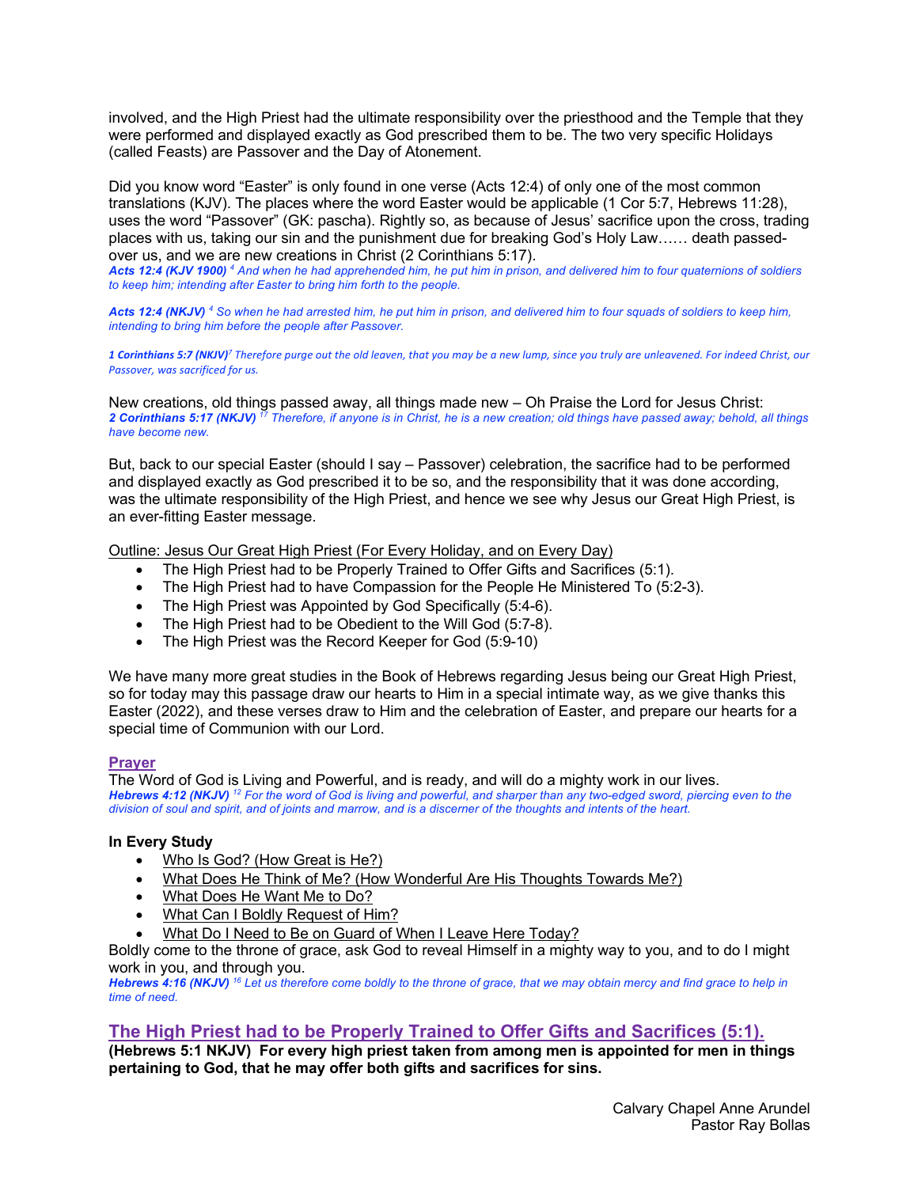involved, and the High Priest had the ultimate responsibility over the priesthood and the Temple that they were performed and displayed exactly as God prescribed them to be. The two very specific Holidays (called Feasts) are Passover and the Day of Atonement.

Did you know word "Easter" is only found in one verse (Acts 12:4) of only one of the most common translations (KJV). The places where the word Easter would be applicable (1 Cor 5:7, Hebrews 11:28), uses the word "Passover" (GK: pascha). Rightly so, as because of Jesus' sacrifice upon the cross, trading places with us, taking our sin and the punishment due for breaking God's Holy Law…… death passed-over us, and we are new creations in Christ (2 Corinthians 5:17).

***Acts 12:4 (KJV 1900)*** *[4] And when he had apprehended him, he put him in prison, and delivered him to four quaternions of soldiers to keep him; intending after Easter to bring him forth to the people.*

***Acts 12:4 (NKJV)*** *[4] So when he had arrested him, he put him in prison, and delivered him to four squads of soldiers to keep him, intending to bring him before the people after Passover.*

***1 Corinthians 5:7 (NKJV)*** *[7] Therefore purge out the old leaven, that you may be a new lump, since you truly are unleavened. For indeed Christ, our Passover, was sacrificed for us.*

New creations, old things passed away, all things made new – Oh Praise the Lord for Jesus Christ:
***2 Corinthians 5:17 (NKJV)*** *[17] Therefore, if anyone is in Christ, he is a new creation; old things have passed away; behold, all things have become new.*

But, back to our special Easter (should I say – Passover) celebration, the sacrifice had to be performed and displayed exactly as God prescribed it to be so, and the responsibility that it was done according, was the ultimate responsibility of the High Priest, and hence we see why Jesus our Great High Priest, is an ever-fitting Easter message.

Outline: Jesus Our Great High Priest (For Every Holiday, and on Every Day)

- The High Priest had to be Properly Trained to Offer Gifts and Sacrifices (5:1).
- The High Priest had to have Compassion for the People He Ministered To (5:2-3).
- The High Priest was Appointed by God Specifically (5:4-6).
- The High Priest had to be Obedient to the Will God (5:7-8).
- The High Priest was the Record Keeper for God (5:9-10)

We have many more great studies in the Book of Hebrews regarding Jesus being our Great High Priest, so for today may this passage draw our hearts to Him in a special intimate way, as we give thanks this Easter (2022), and these verses draw to Him and the celebration of Easter, and prepare our hearts for a special time of Communion with our Lord.

## Prayer

The Word of God is Living and Powerful, and is ready, and will do a mighty work in our lives.
***Hebrews 4:12 (NKJV)*** *[12] For the word of God is living and powerful, and sharper than any two-edged sword, piercing even to the division of soul and spirit, and of joints and marrow, and is a discerner of the thoughts and intents of the heart.*

**In Every Study**

- Who Is God? (How Great is He?)
- What Does He Think of Me? (How Wonderful Are His Thoughts Towards Me?)
- What Does He Want Me to Do?
- What Can I Boldly Request of Him?
- What Do I Need to Be on Guard of When I Leave Here Today?

Boldly come to the throne of grace, ask God to reveal Himself in a mighty way to you, and to do I might work in you, and through you.
***Hebrews 4:16 (NKJV)*** *[16] Let us therefore come boldly to the throne of grace, that we may obtain mercy and find grace to help in time of need.*

## The High Priest had to be Properly Trained to Offer Gifts and Sacrifices (5:1).

**(Hebrews 5:1 NKJV) For every high priest taken from among men is appointed for men in things pertaining to God, that he may offer both gifts and sacrifices for sins.**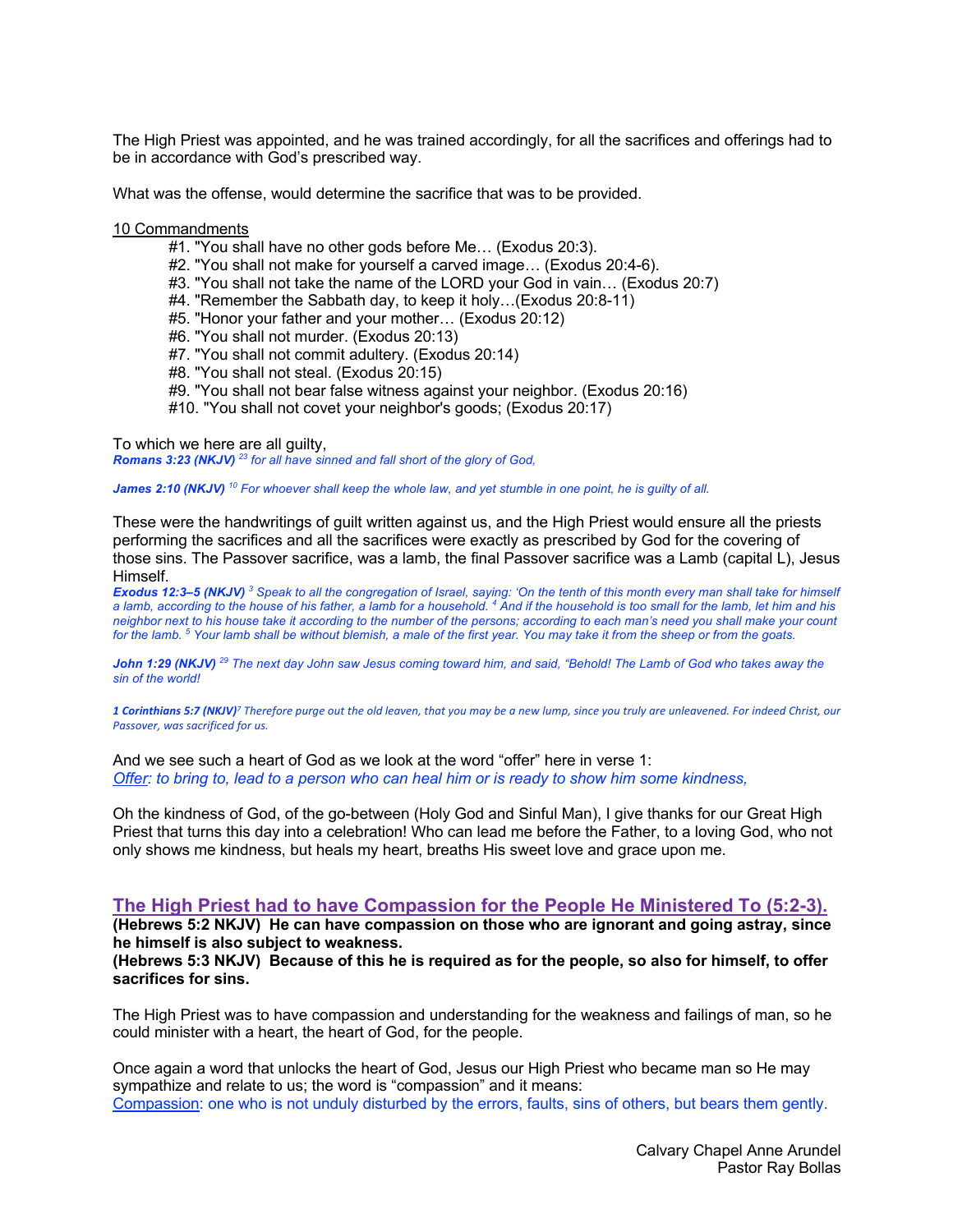The High Priest was appointed, and he was trained accordingly, for all the sacrifices and offerings had to be in accordance with God's prescribed way.

What was the offense, would determine the sacrifice that was to be provided.

10 Commandments

#1. "You shall have no other gods before Me… (Exodus 20:3).
#2. "You shall not make for yourself a carved image… (Exodus 20:4-6).
#3. "You shall not take the name of the LORD your God in vain… (Exodus 20:7)
#4. "Remember the Sabbath day, to keep it holy…(Exodus 20:8-11)
#5. "Honor your father and your mother… (Exodus 20:12)
#6. "You shall not murder. (Exodus 20:13)
#7. "You shall not commit adultery. (Exodus 20:14)
#8. "You shall not steal. (Exodus 20:15)
#9. "You shall not bear false witness against your neighbor. (Exodus 20:16)
#10. "You shall not covet your neighbor's goods; (Exodus 20:17)

To which we here are all guilty,
***Romans 3:23 (NKJV)*** *[23] for all have sinned and fall short of the glory of God,*

***James 2:10 (NKJV)*** *[10] For whoever shall keep the whole law, and yet stumble in one point, he is guilty of all.*

These were the handwritings of guilt written against us, and the High Priest would ensure all the priests performing the sacrifices and all the sacrifices were exactly as prescribed by God for the covering of those sins. The Passover sacrifice, was a lamb, the final Passover sacrifice was a Lamb (capital L), Jesus Himself.
***Exodus 12:3–5 (NKJV)*** *[3] Speak to all the congregation of Israel, saying: 'On the tenth of this month every man shall take for himself a lamb, according to the house of his father, a lamb for a household. [4] And if the household is too small for the lamb, let him and his neighbor next to his house take it according to the number of the persons; according to each man's need you shall make your count for the lamb. [5] Your lamb shall be without blemish, a male of the first year. You may take it from the sheep or from the goats.*

***John 1:29 (NKJV)*** *[29] The next day John saw Jesus coming toward him, and said, "Behold! The Lamb of God who takes away the sin of the world!*

***1 Corinthians 5:7 (NKJV)*** *[7] Therefore purge out the old leaven, that you may be a new lump, since you truly are unleavened. For indeed Christ, our Passover, was sacrificed for us.*

And we see such a heart of God as we look at the word "offer" here in verse 1:
*Offer: to bring to, lead to a person who can heal him or is ready to show him some kindness,*

Oh the kindness of God, of the go-between (Holy God and Sinful Man), I give thanks for our Great High Priest that turns this day into a celebration! Who can lead me before the Father, to a loving God, who not only shows me kindness, but heals my heart, breaths His sweet love and grace upon me.

## The High Priest had to have Compassion for the People He Ministered To (5:2-3).

**(Hebrews 5:2 NKJV) He can have compassion on those who are ignorant and going astray, since he himself is also subject to weakness.**
**(Hebrews 5:3 NKJV) Because of this he is required as for the people, so also for himself, to offer sacrifices for sins.**

The High Priest was to have compassion and understanding for the weakness and failings of man, so he could minister with a heart, the heart of God, for the people.

Once again a word that unlocks the heart of God, Jesus our High Priest who became man so He may sympathize and relate to us; the word is "compassion" and it means:
Compassion: one who is not unduly disturbed by the errors, faults, sins of others, but bears them gently.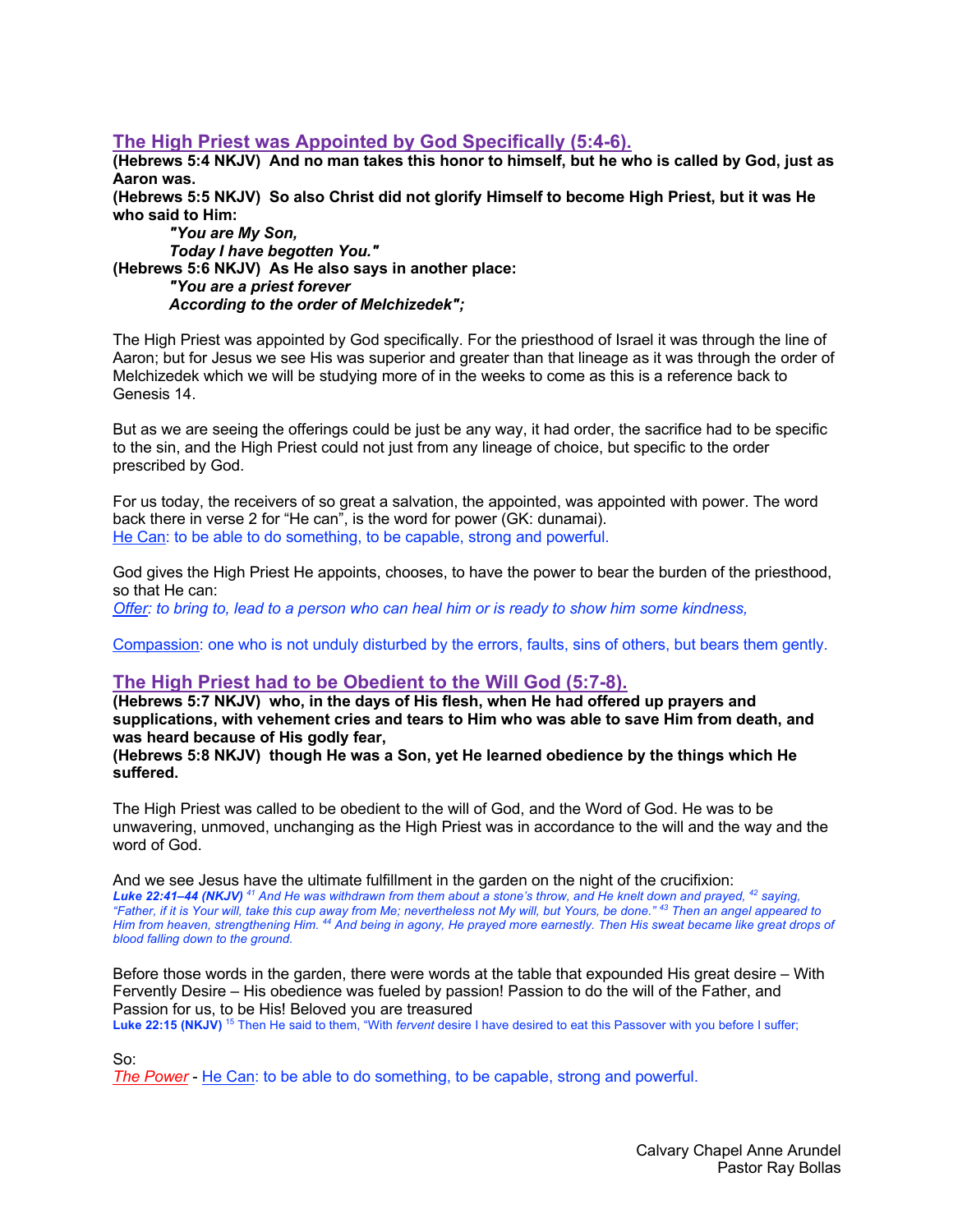## The High Priest was Appointed by God Specifically (5:4-6).

**(Hebrews 5:4 NKJV) And no man takes this honor to himself, but he who is called by God, just as Aaron was.**
**(Hebrews 5:5 NKJV) So also Christ did not glorify Himself to become High Priest, but it was He who said to Him:**
> ***"You are My Son,***
> ***Today I have begotten You."***

**(Hebrews 5:6 NKJV) As He also says in another place:**
> ***"You are a priest forever***
> ***According to the order of Melchizedek";***

The High Priest was appointed by God specifically. For the priesthood of Israel it was through the line of Aaron; but for Jesus we see His was superior and greater than that lineage as it was through the order of Melchizedek which we will be studying more of in the weeks to come as this is a reference back to Genesis 14.

But as we are seeing the offerings could be just be any way, it had order, the sacrifice had to be specific to the sin, and the High Priest could not just from any lineage of choice, but specific to the order prescribed by God.

For us today, the receivers of so great a salvation, the appointed, was appointed with power. The word back there in verse 2 for "He can", is the word for power (GK: dunamai).
He Can: to be able to do something, to be capable, strong and powerful.

God gives the High Priest He appoints, chooses, to have the power to bear the burden of the priesthood, so that He can:
*Offer: to bring to, lead to a person who can heal him or is ready to show him some kindness,*

Compassion: one who is not unduly disturbed by the errors, faults, sins of others, but bears them gently.

## The High Priest had to be Obedient to the Will God (5:7-8).

**(Hebrews 5:7 NKJV) who, in the days of His flesh, when He had offered up prayers and supplications, with vehement cries and tears to Him who was able to save Him from death, and was heard because of His godly fear,**
**(Hebrews 5:8 NKJV) though He was a Son, yet He learned obedience by the things which He suffered.**

The High Priest was called to be obedient to the will of God, and the Word of God. He was to be unwavering, unmoved, unchanging as the High Priest was in accordance to the will and the way and the word of God.

And we see Jesus have the ultimate fulfillment in the garden on the night of the crucifixion:
***Luke 22:41–44 (NKJV)*** *[41] And He was withdrawn from them about a stone's throw, and He knelt down and prayed, [42] saying, "Father, if it is Your will, take this cup away from Me; nevertheless not My will, but Yours, be done." [43] Then an angel appeared to Him from heaven, strengthening Him. [44] And being in agony, He prayed more earnestly. Then His sweat became like great drops of blood falling down to the ground.*

Before those words in the garden, there were words at the table that expounded His great desire – With Fervently Desire – His obedience was fueled by passion! Passion to do the will of the Father, and Passion for us, to be His! Beloved you are treasured
**Luke 22:15 (NKJV)** [15] Then He said to them, "With *fervent* desire I have desired to eat this Passover with you before I suffer;

So:
*The Power* - He Can: to be able to do something, to be capable, strong and powerful.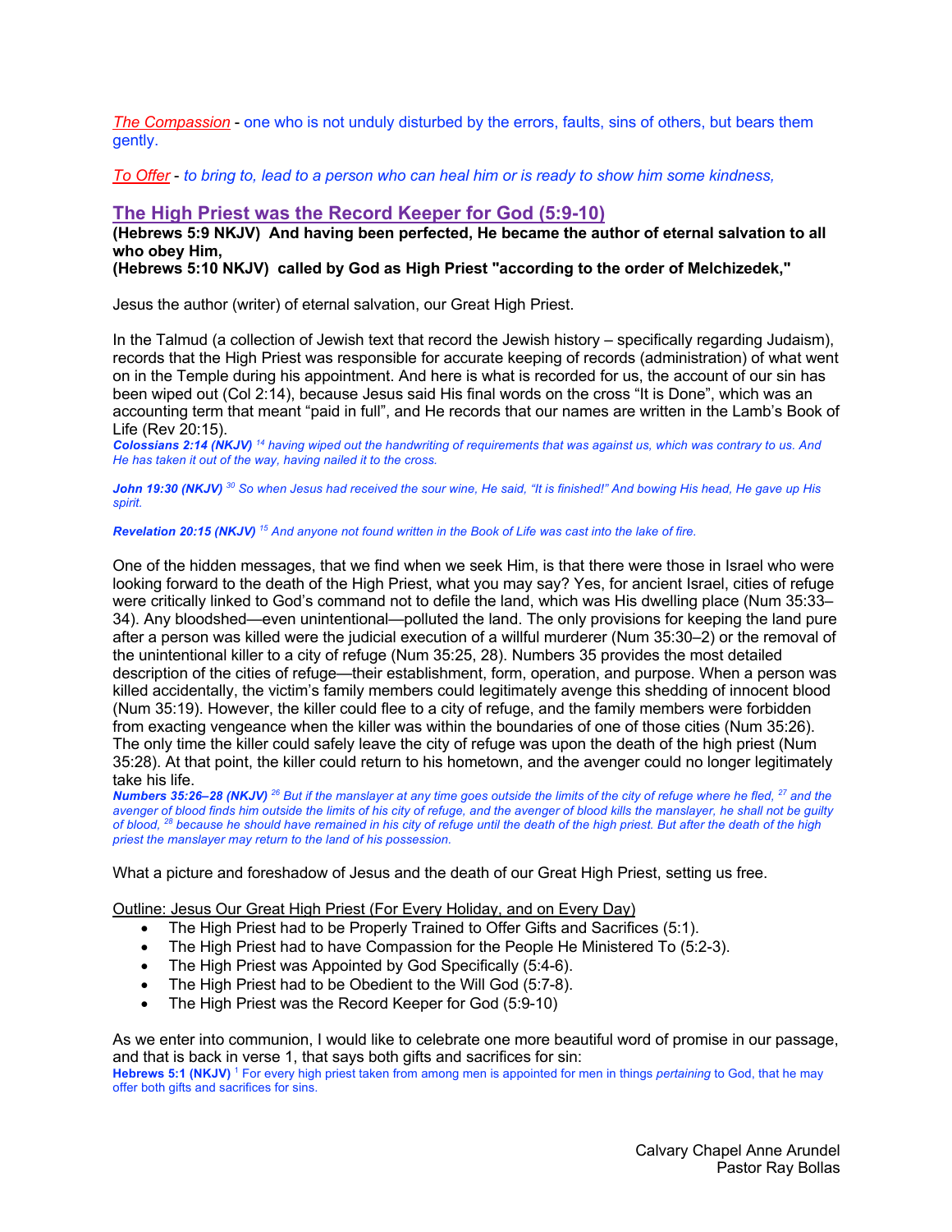*The Compassion* - one who is not unduly disturbed by the errors, faults, sins of others, but bears them gently.

*To Offer* - *to bring to, lead to a person who can heal him or is ready to show him some kindness,*

## The High Priest was the Record Keeper for God (5:9-10)

**(Hebrews 5:9 NKJV) And having been perfected, He became the author of eternal salvation to all who obey Him,**
**(Hebrews 5:10 NKJV) called by God as High Priest "according to the order of Melchizedek,"**

Jesus the author (writer) of eternal salvation, our Great High Priest.

In the Talmud (a collection of Jewish text that record the Jewish history – specifically regarding Judaism), records that the High Priest was responsible for accurate keeping of records (administration) of what went on in the Temple during his appointment. And here is what is recorded for us, the account of our sin has been wiped out (Col 2:14), because Jesus said His final words on the cross "It is Done", which was an accounting term that meant "paid in full", and He records that our names are written in the Lamb's Book of Life (Rev 20:15).

***Colossians 2:14 (NKJV)*** *[14] having wiped out the handwriting of requirements that was against us, which was contrary to us. And He has taken it out of the way, having nailed it to the cross.*

***John 19:30 (NKJV)*** *[30] So when Jesus had received the sour wine, He said, "It is finished!" And bowing His head, He gave up His spirit.*

***Revelation 20:15 (NKJV)*** *[15] And anyone not found written in the Book of Life was cast into the lake of fire.*

One of the hidden messages, that we find when we seek Him, is that there were those in Israel who were looking forward to the death of the High Priest, what you may say? Yes, for ancient Israel, cities of refuge were critically linked to God's command not to defile the land, which was His dwelling place (Num 35:33–34). Any bloodshed—even unintentional—polluted the land. The only provisions for keeping the land pure after a person was killed were the judicial execution of a willful murderer (Num 35:30–2) or the removal of the unintentional killer to a city of refuge (Num 35:25, 28). Numbers 35 provides the most detailed description of the cities of refuge—their establishment, form, operation, and purpose. When a person was killed accidentally, the victim's family members could legitimately avenge this shedding of innocent blood (Num 35:19). However, the killer could flee to a city of refuge, and the family members were forbidden from exacting vengeance when the killer was within the boundaries of one of those cities (Num 35:26). The only time the killer could safely leave the city of refuge was upon the death of the high priest (Num 35:28). At that point, the killer could return to his hometown, and the avenger could no longer legitimately take his life.

***Numbers 35:26–28 (NKJV)*** *[26] But if the manslayer at any time goes outside the limits of the city of refuge where he fled, [27] and the avenger of blood finds him outside the limits of his city of refuge, and the avenger of blood kills the manslayer, he shall not be guilty of blood, [28] because he should have remained in his city of refuge until the death of the high priest. But after the death of the high priest the manslayer may return to the land of his possession.*

What a picture and foreshadow of Jesus and the death of our Great High Priest, setting us free.

Outline: Jesus Our Great High Priest (For Every Holiday, and on Every Day)

- The High Priest had to be Properly Trained to Offer Gifts and Sacrifices (5:1).
- The High Priest had to have Compassion for the People He Ministered To (5:2-3).
- The High Priest was Appointed by God Specifically (5:4-6).
- The High Priest had to be Obedient to the Will God (5:7-8).
- The High Priest was the Record Keeper for God (5:9-10)

As we enter into communion, I would like to celebrate one more beautiful word of promise in our passage, and that is back in verse 1, that says both gifts and sacrifices for sin:

**Hebrews 5:1 (NKJV)** [1] For every high priest taken from among men is appointed for men in things *pertaining* to God, that he may offer both gifts and sacrifices for sins.

Calvary Chapel Anne Arundel
Pastor Ray Bollas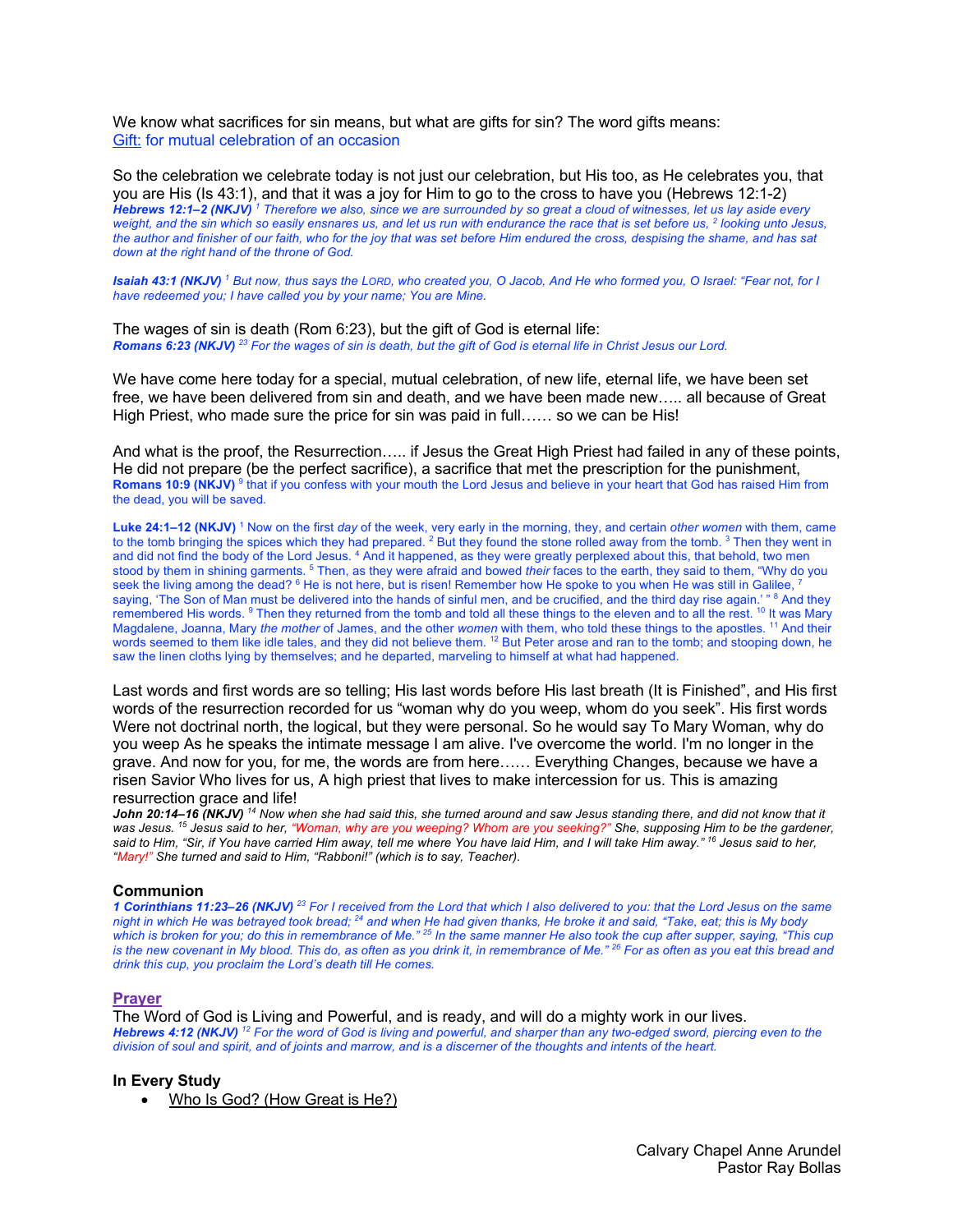We know what sacrifices for sin means, but what are gifts for sin? The word gifts means:
Gift: for mutual celebration of an occasion

So the celebration we celebrate today is not just our celebration, but His too, as He celebrates you, that you are His (Is 43:1), and that it was a joy for Him to go to the cross to have you (Hebrews 12:1-2)
***Hebrews 12:1–2 (NKJV)*** *[1] Therefore we also, since we are surrounded by so great a cloud of witnesses, let us lay aside every weight, and the sin which so easily ensnares us, and let us run with endurance the race that is set before us, [2] looking unto Jesus, the author and finisher of our faith, who for the joy that was set before Him endured the cross, despising the shame, and has sat down at the right hand of the throne of God.*

***Isaiah 43:1 (NKJV)*** *[1] But now, thus says the LORD, who created you, O Jacob, And He who formed you, O Israel: "Fear not, for I have redeemed you; I have called you by your name; You are Mine.*

The wages of sin is death (Rom 6:23), but the gift of God is eternal life:
***Romans 6:23 (NKJV)*** *[23] For the wages of sin is death, but the gift of God is eternal life in Christ Jesus our Lord.*

We have come here today for a special, mutual celebration, of new life, eternal life, we have been set free, we have been delivered from sin and death, and we have been made new….. all because of Great High Priest, who made sure the price for sin was paid in full…… so we can be His!

And what is the proof, the Resurrection….. if Jesus the Great High Priest had failed in any of these points, He did not prepare (be the perfect sacrifice), a sacrifice that met the prescription for the punishment,
**Romans 10:9 (NKJV)** [9] that if you confess with your mouth the Lord Jesus and believe in your heart that God has raised Him from the dead, you will be saved.

**Luke 24:1–12 (NKJV)** [1] Now on the first *day* of the week, very early in the morning, they, and certain *other women* with them, came to the tomb bringing the spices which they had prepared. [2] But they found the stone rolled away from the tomb. [3] Then they went in and did not find the body of the Lord Jesus. [4] And it happened, as they were greatly perplexed about this, that behold, two men stood by them in shining garments. [5] Then, as they were afraid and bowed *their* faces to the earth, they said to them, "Why do you seek the living among the dead? [6] He is not here, but is risen! Remember how He spoke to you when He was still in Galilee, [7] saying, 'The Son of Man must be delivered into the hands of sinful men, and be crucified, and the third day rise again.' " [8] And they remembered His words. [9] Then they returned from the tomb and told all these things to the eleven and to all the rest. [10] It was Mary Magdalene, Joanna, Mary *the mother* of James, and the other *women* with them, who told these things to the apostles. [11] And their words seemed to them like idle tales, and they did not believe them. [12] But Peter arose and ran to the tomb; and stooping down, he saw the linen cloths lying by themselves; and he departed, marveling to himself at what had happened.

Last words and first words are so telling; His last words before His last breath (It is Finished", and His first words of the resurrection recorded for us "woman why do you weep, whom do you seek". His first words Were not doctrinal north, the logical, but they were personal. So he would say To Mary Woman, why do you weep As he speaks the intimate message I am alive. I've overcome the world. I'm no longer in the grave. And now for you, for me, the words are from here…… Everything Changes, because we have a risen Savior Who lives for us, A high priest that lives to make intercession for us. This is amazing resurrection grace and life!
***John 20:14–16 (NKJV)*** *[14] Now when she had said this, she turned around and saw Jesus standing there, and did not know that it was Jesus. [15] Jesus said to her, "Woman, why are you weeping? Whom are you seeking?" She, supposing Him to be the gardener, said to Him, "Sir, if You have carried Him away, tell me where You have laid Him, and I will take Him away." [16] Jesus said to her, "Mary!" She turned and said to Him, "Rabboni!" (which is to say, Teacher).*

### Communion

***1 Corinthians 11:23–26 (NKJV)*** *[23] For I received from the Lord that which I also delivered to you: that the Lord Jesus on the same night in which He was betrayed took bread; [24] and when He had given thanks, He broke it and said, "Take, eat; this is My body which is broken for you; do this in remembrance of Me." [25] In the same manner He also took the cup after supper, saying, "This cup is the new covenant in My blood. This do, as often as you drink it, in remembrance of Me." [26] For as often as you eat this bread and drink this cup, you proclaim the Lord's death till He comes.*

### Prayer

The Word of God is Living and Powerful, and is ready, and will do a mighty work in our lives.
***Hebrews 4:12 (NKJV)*** *[12] For the word of God is living and powerful, and sharper than any two-edged sword, piercing even to the division of soul and spirit, and of joints and marrow, and is a discerner of the thoughts and intents of the heart.*

### In Every Study

- Who Is God? (How Great is He?)

Calvary Chapel Anne Arundel
Pastor Ray Bollas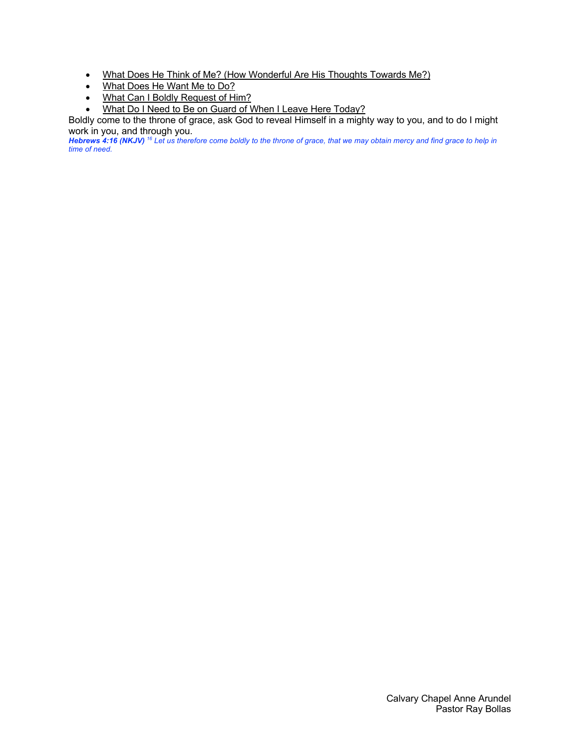- What Does He Think of Me? (How Wonderful Are His Thoughts Towards Me?)
- What Does He Want Me to Do?
- What Can I Boldly Request of Him?
- What Do I Need to Be on Guard of When I Leave Here Today?

Boldly come to the throne of grace, ask God to reveal Himself in a mighty way to you, and to do I might work in you, and through you.

***Hebrews 4:16 (NKJV)*** *[16] Let us therefore come boldly to the throne of grace, that we may obtain mercy and find grace to help in time of need.*

Calvary Chapel Anne Arundel
Pastor Ray Bollas